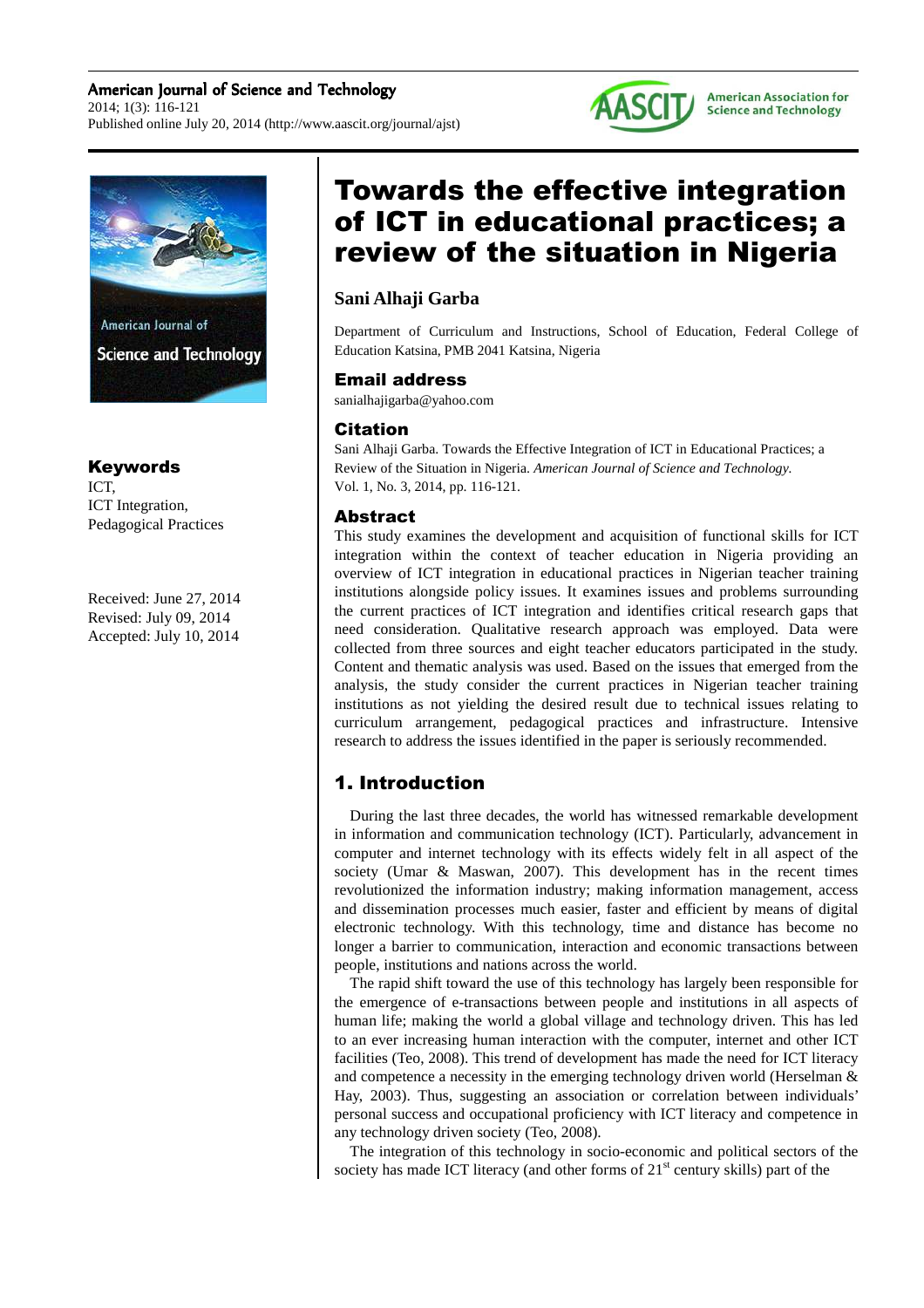# Towards the effective integration of ICT in educational practices; a review of the situation in Nigeria

**Sani Alhaji Garba**

Department of Curriculum and Instructions, School of Education, Federal College of Education Katsina, PMB 2041 Katsina, Nigeria

## Email address

sanialhajigarba@yahoo.com

## Citation

Sani Alhaji Garba. Towards the Effective Integration of ICT in Educational Practices; a Review of the Situation in Nigeria. *American Journal of Science and Technology.* Vol. 1, No. 3, 2014, pp. 116-121.

## Keywords

ICT,
ICT Integration,
Pedagogical Practices

Received: June 27, 2014
Revised: July 09, 2014
Accepted: July 10, 2014

## Abstract

This study examines the development and acquisition of functional skills for ICT integration within the context of teacher education in Nigeria providing an overview of ICT integration in educational practices in Nigerian teacher training institutions alongside policy issues. It examines issues and problems surrounding the current practices of ICT integration and identifies critical research gaps that need consideration. Qualitative research approach was employed. Data were collected from three sources and eight teacher educators participated in the study. Content and thematic analysis was used. Based on the issues that emerged from the analysis, the study consider the current practices in Nigerian teacher training institutions as not yielding the desired result due to technical issues relating to curriculum arrangement, pedagogical practices and infrastructure. Intensive research to address the issues identified in the paper is seriously recommended.

## 1. Introduction

During the last three decades, the world has witnessed remarkable development in information and communication technology (ICT). Particularly, advancement in computer and internet technology with its effects widely felt in all aspect of the society (Umar & Maswan, 2007). This development has in the recent times revolutionized the information industry; making information management, access and dissemination processes much easier, faster and efficient by means of digital electronic technology. With this technology, time and distance has become no longer a barrier to communication, interaction and economic transactions between people, institutions and nations across the world.

The rapid shift toward the use of this technology has largely been responsible for the emergence of e-transactions between people and institutions in all aspects of human life; making the world a global village and technology driven. This has led to an ever increasing human interaction with the computer, internet and other ICT facilities (Teo, 2008). This trend of development has made the need for ICT literacy and competence a necessity in the emerging technology driven world (Herselman & Hay, 2003). Thus, suggesting an association or correlation between individuals' personal success and occupational proficiency with ICT literacy and competence in any technology driven society (Teo, 2008).

The integration of this technology in socio-economic and political sectors of the society has made ICT literacy (and other forms of 21st century skills) part of the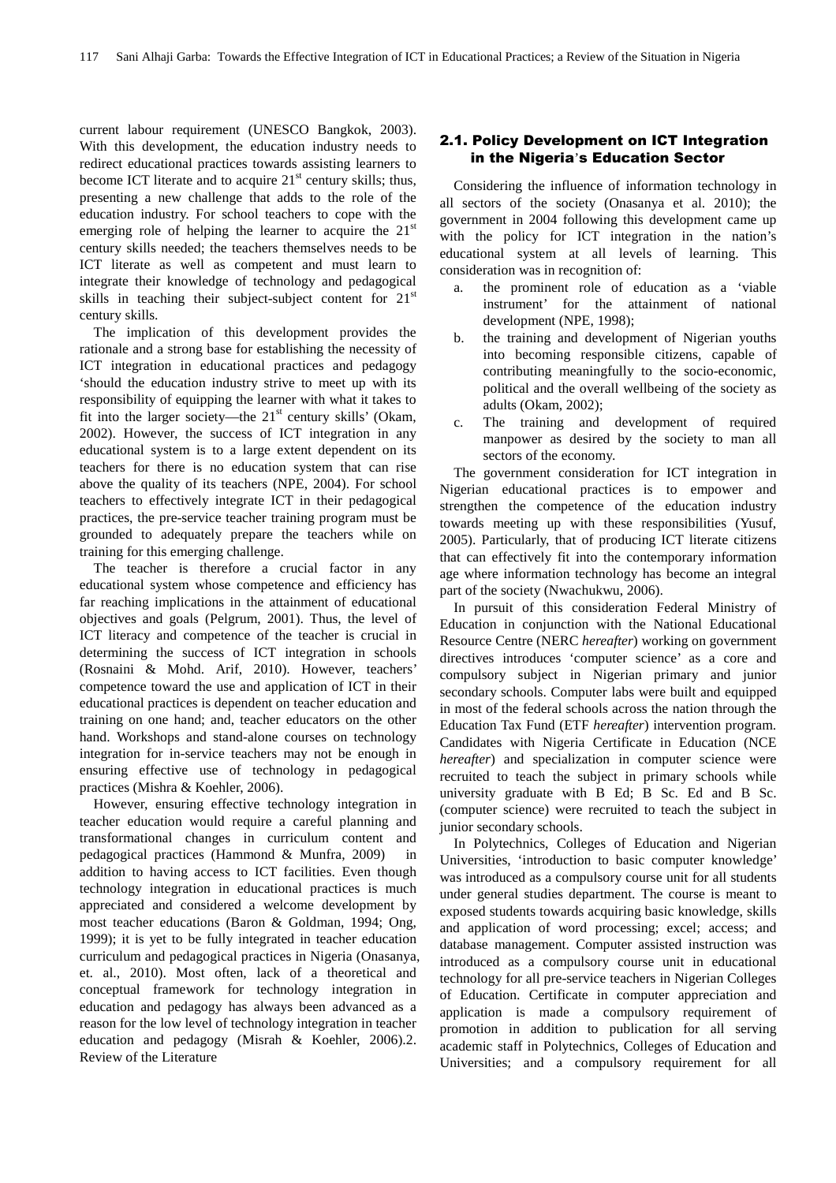current labour requirement (UNESCO Bangkok, 2003). With this development, the education industry needs to redirect educational practices towards assisting learners to become ICT literate and to acquire 21st century skills; thus, presenting a new challenge that adds to the role of the education industry. For school teachers to cope with the emerging role of helping the learner to acquire the 21st century skills needed; the teachers themselves needs to be ICT literate as well as competent and must learn to integrate their knowledge of technology and pedagogical skills in teaching their subject-subject content for 21st century skills.

The implication of this development provides the rationale and a strong base for establishing the necessity of ICT integration in educational practices and pedagogy 'should the education industry strive to meet up with its responsibility of equipping the learner with what it takes to fit into the larger society—the 21st century skills' (Okam, 2002). However, the success of ICT integration in any educational system is to a large extent dependent on its teachers for there is no education system that can rise above the quality of its teachers (NPE, 2004). For school teachers to effectively integrate ICT in their pedagogical practices, the pre-service teacher training program must be grounded to adequately prepare the teachers while on training for this emerging challenge.

The teacher is therefore a crucial factor in any educational system whose competence and efficiency has far reaching implications in the attainment of educational objectives and goals (Pelgrum, 2001). Thus, the level of ICT literacy and competence of the teacher is crucial in determining the success of ICT integration in schools (Rosnaini & Mohd. Arif, 2010). However, teachers' competence toward the use and application of ICT in their educational practices is dependent on teacher education and training on one hand; and, teacher educators on the other hand. Workshops and stand-alone courses on technology integration for in-service teachers may not be enough in ensuring effective use of technology in pedagogical practices (Mishra & Koehler, 2006).

However, ensuring effective technology integration in teacher education would require a careful planning and transformational changes in curriculum content and pedagogical practices (Hammond & Munfra, 2009) in addition to having access to ICT facilities. Even though technology integration in educational practices is much appreciated and considered a welcome development by most teacher educations (Baron & Goldman, 1994; Ong, 1999); it is yet to be fully integrated in teacher education curriculum and pedagogical practices in Nigeria (Onasanya, et. al., 2010). Most often, lack of a theoretical and conceptual framework for technology integration in education and pedagogy has always been advanced as a reason for the low level of technology integration in teacher education and pedagogy (Misrah & Koehler, 2006).2. Review of the Literature

## 2.1. Policy Development on ICT Integration in the Nigeria's Education Sector

Considering the influence of information technology in all sectors of the society (Onasanya et al. 2010); the government in 2004 following this development came up with the policy for ICT integration in the nation's educational system at all levels of learning. This consideration was in recognition of:

a. the prominent role of education as a 'viable instrument' for the attainment of national development (NPE, 1998);
b. the training and development of Nigerian youths into becoming responsible citizens, capable of contributing meaningfully to the socio-economic, political and the overall wellbeing of the society as adults (Okam, 2002);
c. The training and development of required manpower as desired by the society to man all sectors of the economy.

The government consideration for ICT integration in Nigerian educational practices is to empower and strengthen the competence of the education industry towards meeting up with these responsibilities (Yusuf, 2005). Particularly, that of producing ICT literate citizens that can effectively fit into the contemporary information age where information technology has become an integral part of the society (Nwachukwu, 2006).

In pursuit of this consideration Federal Ministry of Education in conjunction with the National Educational Resource Centre (NERC *hereafter*) working on government directives introduces 'computer science' as a core and compulsory subject in Nigerian primary and junior secondary schools. Computer labs were built and equipped in most of the federal schools across the nation through the Education Tax Fund (ETF *hereafter*) intervention program. Candidates with Nigeria Certificate in Education (NCE *hereafter*) and specialization in computer science were recruited to teach the subject in primary schools while university graduate with B Ed; B Sc. Ed and B Sc. (computer science) were recruited to teach the subject in junior secondary schools.

In Polytechnics, Colleges of Education and Nigerian Universities, 'introduction to basic computer knowledge' was introduced as a compulsory course unit for all students under general studies department. The course is meant to exposed students towards acquiring basic knowledge, skills and application of word processing; excel; access; and database management. Computer assisted instruction was introduced as a compulsory course unit in educational technology for all pre-service teachers in Nigerian Colleges of Education. Certificate in computer appreciation and application is made a compulsory requirement of promotion in addition to publication for all serving academic staff in Polytechnics, Colleges of Education and Universities; and a compulsory requirement for all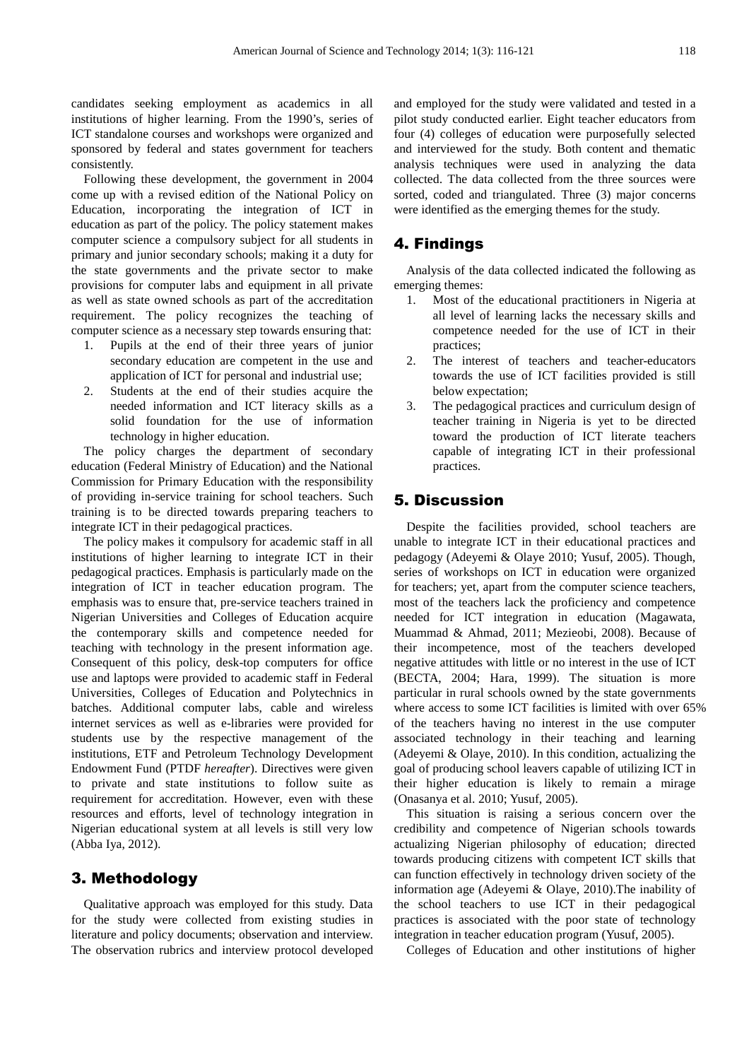candidates seeking employment as academics in all institutions of higher learning. From the 1990's, series of ICT standalone courses and workshops were organized and sponsored by federal and states government for teachers consistently.

Following these development, the government in 2004 come up with a revised edition of the National Policy on Education, incorporating the integration of ICT in education as part of the policy. The policy statement makes computer science a compulsory subject for all students in primary and junior secondary schools; making it a duty for the state governments and the private sector to make provisions for computer labs and equipment in all private as well as state owned schools as part of the accreditation requirement. The policy recognizes the teaching of computer science as a necessary step towards ensuring that:

1. Pupils at the end of their three years of junior secondary education are competent in the use and application of ICT for personal and industrial use;
2. Students at the end of their studies acquire the needed information and ICT literacy skills as a solid foundation for the use of information technology in higher education.

The policy charges the department of secondary education (Federal Ministry of Education) and the National Commission for Primary Education with the responsibility of providing in-service training for school teachers. Such training is to be directed towards preparing teachers to integrate ICT in their pedagogical practices.

The policy makes it compulsory for academic staff in all institutions of higher learning to integrate ICT in their pedagogical practices. Emphasis is particularly made on the integration of ICT in teacher education program. The emphasis was to ensure that, pre-service teachers trained in Nigerian Universities and Colleges of Education acquire the contemporary skills and competence needed for teaching with technology in the present information age. Consequent of this policy, desk-top computers for office use and laptops were provided to academic staff in Federal Universities, Colleges of Education and Polytechnics in batches. Additional computer labs, cable and wireless internet services as well as e-libraries were provided for students use by the respective management of the institutions, ETF and Petroleum Technology Development Endowment Fund (PTDF *hereafter*). Directives were given to private and state institutions to follow suite as requirement for accreditation. However, even with these resources and efforts, level of technology integration in Nigerian educational system at all levels is still very low (Abba Iya, 2012).

## 3. Methodology

Qualitative approach was employed for this study. Data for the study were collected from existing studies in literature and policy documents; observation and interview. The observation rubrics and interview protocol developed and employed for the study were validated and tested in a pilot study conducted earlier. Eight teacher educators from four (4) colleges of education were purposefully selected and interviewed for the study. Both content and thematic analysis techniques were used in analyzing the data collected. The data collected from the three sources were sorted, coded and triangulated. Three (3) major concerns were identified as the emerging themes for the study.

## 4. Findings

Analysis of the data collected indicated the following as emerging themes:

1. Most of the educational practitioners in Nigeria at all level of learning lacks the necessary skills and competence needed for the use of ICT in their practices;
2. The interest of teachers and teacher-educators towards the use of ICT facilities provided is still below expectation;
3. The pedagogical practices and curriculum design of teacher training in Nigeria is yet to be directed toward the production of ICT literate teachers capable of integrating ICT in their professional practices.

## 5. Discussion

Despite the facilities provided, school teachers are unable to integrate ICT in their educational practices and pedagogy (Adeyemi & Olaye 2010; Yusuf, 2005). Though, series of workshops on ICT in education were organized for teachers; yet, apart from the computer science teachers, most of the teachers lack the proficiency and competence needed for ICT integration in education (Magawata, Muammad & Ahmad, 2011; Mezieobi, 2008). Because of their incompetence, most of the teachers developed negative attitudes with little or no interest in the use of ICT (BECTA, 2004; Hara, 1999). The situation is more particular in rural schools owned by the state governments where access to some ICT facilities is limited with over 65% of the teachers having no interest in the use computer associated technology in their teaching and learning (Adeyemi & Olaye, 2010). In this condition, actualizing the goal of producing school leavers capable of utilizing ICT in their higher education is likely to remain a mirage (Onasanya et al. 2010; Yusuf, 2005).

This situation is raising a serious concern over the credibility and competence of Nigerian schools towards actualizing Nigerian philosophy of education; directed towards producing citizens with competent ICT skills that can function effectively in technology driven society of the information age (Adeyemi & Olaye, 2010).The inability of the school teachers to use ICT in their pedagogical practices is associated with the poor state of technology integration in teacher education program (Yusuf, 2005).

Colleges of Education and other institutions of higher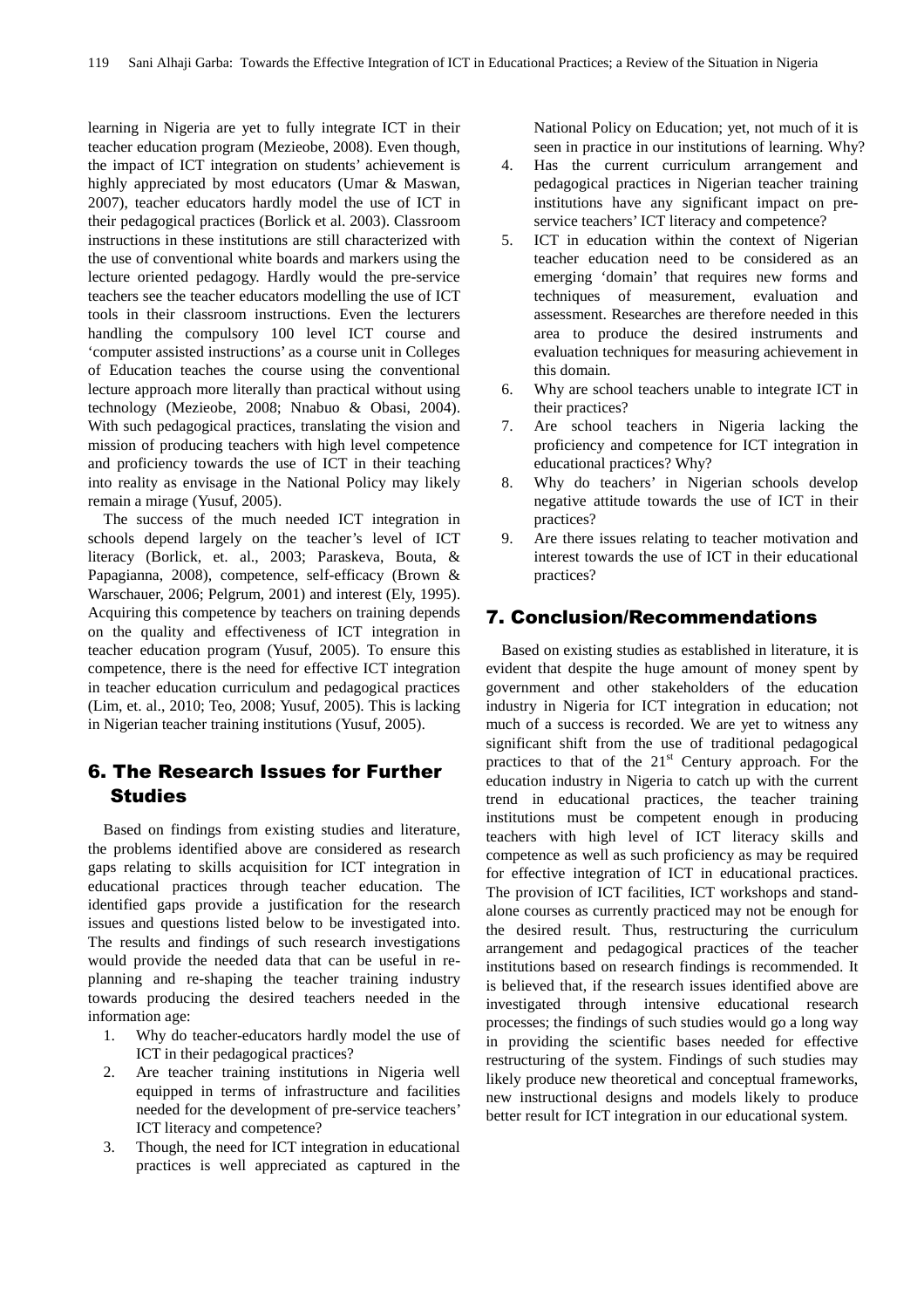learning in Nigeria are yet to fully integrate ICT in their teacher education program (Mezieobe, 2008). Even though, the impact of ICT integration on students' achievement is highly appreciated by most educators (Umar & Maswan, 2007), teacher educators hardly model the use of ICT in their pedagogical practices (Borlick et al. 2003). Classroom instructions in these institutions are still characterized with the use of conventional white boards and markers using the lecture oriented pedagogy. Hardly would the pre-service teachers see the teacher educators modelling the use of ICT tools in their classroom instructions. Even the lecturers handling the compulsory 100 level ICT course and 'computer assisted instructions' as a course unit in Colleges of Education teaches the course using the conventional lecture approach more literally than practical without using technology (Mezieobe, 2008; Nnabuo & Obasi, 2004). With such pedagogical practices, translating the vision and mission of producing teachers with high level competence and proficiency towards the use of ICT in their teaching into reality as envisage in the National Policy may likely remain a mirage (Yusuf, 2005).

The success of the much needed ICT integration in schools depend largely on the teacher's level of ICT literacy (Borlick, et. al., 2003; Paraskeva, Bouta, & Papagianna, 2008), competence, self-efficacy (Brown & Warschauer, 2006; Pelgrum, 2001) and interest (Ely, 1995). Acquiring this competence by teachers on training depends on the quality and effectiveness of ICT integration in teacher education program (Yusuf, 2005). To ensure this competence, there is the need for effective ICT integration in teacher education curriculum and pedagogical practices (Lim, et. al., 2010; Teo, 2008; Yusuf, 2005). This is lacking in Nigerian teacher training institutions (Yusuf, 2005).

## 6. The Research Issues for Further Studies

Based on findings from existing studies and literature, the problems identified above are considered as research gaps relating to skills acquisition for ICT integration in educational practices through teacher education. The identified gaps provide a justification for the research issues and questions listed below to be investigated into. The results and findings of such research investigations would provide the needed data that can be useful in re-planning and re-shaping the teacher training industry towards producing the desired teachers needed in the information age:

1. Why do teacher-educators hardly model the use of ICT in their pedagogical practices?
2. Are teacher training institutions in Nigeria well equipped in terms of infrastructure and facilities needed for the development of pre-service teachers' ICT literacy and competence?
3. Though, the need for ICT integration in educational practices is well appreciated as captured in the National Policy on Education; yet, not much of it is seen in practice in our institutions of learning. Why?
4. Has the current curriculum arrangement and pedagogical practices in Nigerian teacher training institutions have any significant impact on pre-service teachers' ICT literacy and competence?
5. ICT in education within the context of Nigerian teacher education need to be considered as an emerging 'domain' that requires new forms and techniques of measurement, evaluation and assessment. Researches are therefore needed in this area to produce the desired instruments and evaluation techniques for measuring achievement in this domain.
6. Why are school teachers unable to integrate ICT in their practices?
7. Are school teachers in Nigeria lacking the proficiency and competence for ICT integration in educational practices? Why?
8. Why do teachers' in Nigerian schools develop negative attitude towards the use of ICT in their practices?
9. Are there issues relating to teacher motivation and interest towards the use of ICT in their educational practices?

## 7. Conclusion/Recommendations

Based on existing studies as established in literature, it is evident that despite the huge amount of money spent by government and other stakeholders of the education industry in Nigeria for ICT integration in education; not much of a success is recorded. We are yet to witness any significant shift from the use of traditional pedagogical practices to that of the 21st Century approach. For the education industry in Nigeria to catch up with the current trend in educational practices, the teacher training institutions must be competent enough in producing teachers with high level of ICT literacy skills and competence as well as such proficiency as may be required for effective integration of ICT in educational practices. The provision of ICT facilities, ICT workshops and stand-alone courses as currently practiced may not be enough for the desired result. Thus, restructuring the curriculum arrangement and pedagogical practices of the teacher institutions based on research findings is recommended. It is believed that, if the research issues identified above are investigated through intensive educational research processes; the findings of such studies would go a long way in providing the scientific bases needed for effective restructuring of the system. Findings of such studies may likely produce new theoretical and conceptual frameworks, new instructional designs and models likely to produce better result for ICT integration in our educational system.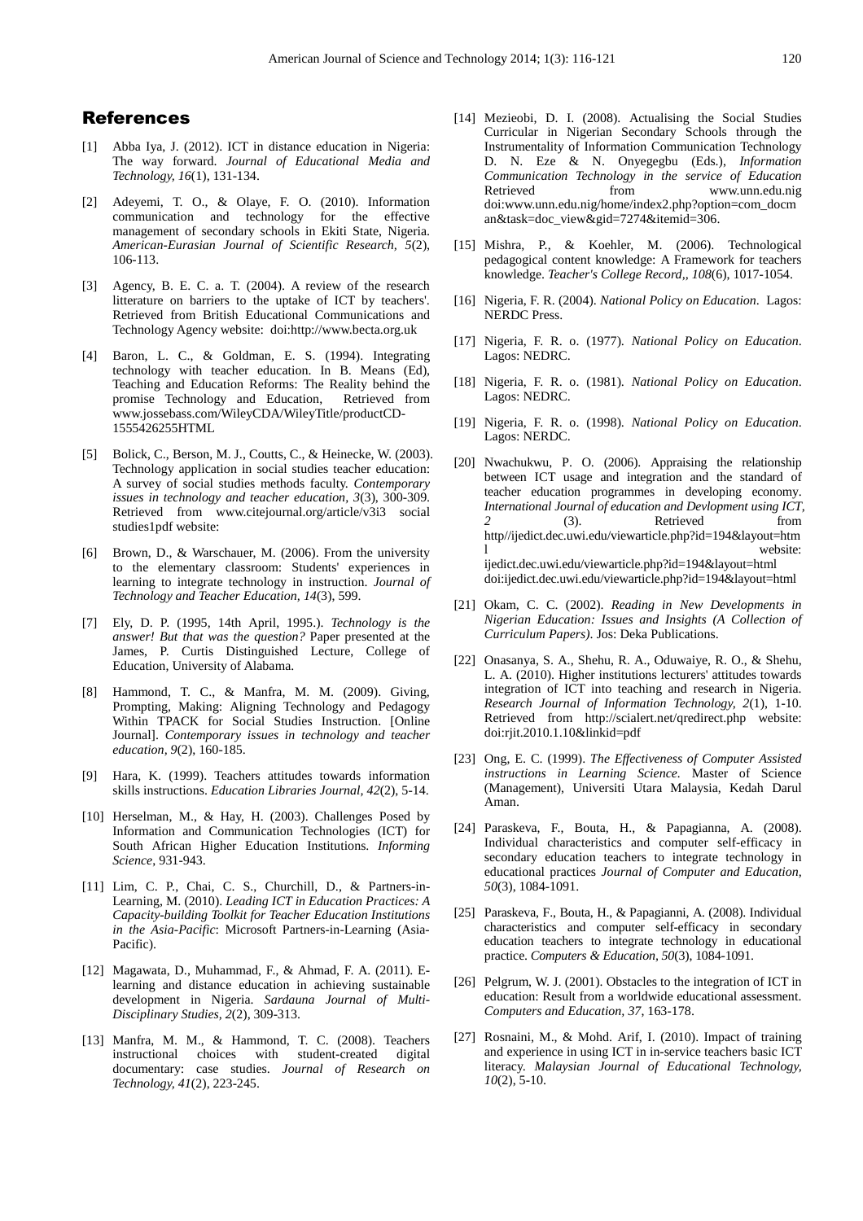## References

[1] Abba Iya, J. (2012). ICT in distance education in Nigeria: The way forward. *Journal of Educational Media and Technology, 16*(1), 131-134.

[2] Adeyemi, T. O., & Olaye, F. O. (2010). Information communication and technology for the effective management of secondary schools in Ekiti State, Nigeria. *American-Eurasian Journal of Scientific Research, 5*(2), 106-113.

[3] Agency, B. E. C. a. T. (2004). A review of the research litterature on barriers to the uptake of ICT by teachers'. Retrieved from British Educational Communications and Technology Agency website: doi:http://www.becta.org.uk

[4] Baron, L. C., & Goldman, E. S. (1994). Integrating technology with teacher education. In B. Means (Ed), Teaching and Education Reforms: The Reality behind the promise Technology and Education, Retrieved from www.jossebass.com/WileyCDA/WileyTitle/productCD-1555426255HTML

[5] Bolick, C., Berson, M. J., Coutts, C., & Heinecke, W. (2003). Technology application in social studies teacher education: A survey of social studies methods faculty. *Contemporary issues in technology and teacher education, 3*(3), 300-309. Retrieved from www.citejournal.org/article/v3i3 social studies1pdf website:

[6] Brown, D., & Warschauer, M. (2006). From the university to the elementary classroom: Students' experiences in learning to integrate technology in instruction. *Journal of Technology and Teacher Education, 14*(3), 599.

[7] Ely, D. P. (1995, 14th April, 1995.). *Technology is the answer! But that was the question?* Paper presented at the James, P. Curtis Distinguished Lecture, College of Education, University of Alabama.

[8] Hammond, T. C., & Manfra, M. M. (2009). Giving, Prompting, Making: Aligning Technology and Pedagogy Within TPACK for Social Studies Instruction. [Online Journal]. *Contemporary issues in technology and teacher education, 9*(2), 160-185.

[9] Hara, K. (1999). Teachers attitudes towards information skills instructions. *Education Libraries Journal, 42*(2), 5-14.

[10] Herselman, M., & Hay, H. (2003). Challenges Posed by Information and Communication Technologies (ICT) for South African Higher Education Institutions. *Informing Science*, 931-943.

[11] Lim, C. P., Chai, C. S., Churchill, D., & Partners-in-Learning, M. (2010). *Leading ICT in Education Practices: A Capacity-building Toolkit for Teacher Education Institutions in the Asia-Pacific*: Microsoft Partners-in-Learning (Asia-Pacific).

[12] Magawata, D., Muhammad, F., & Ahmad, F. A. (2011). E-learning and distance education in achieving sustainable development in Nigeria. *Sardauna Journal of Multi-Disciplinary Studies, 2*(2), 309-313.

[13] Manfra, M. M., & Hammond, T. C. (2008). Teachers instructional choices with student-created digital documentary: case studies. *Journal of Research on Technology, 41*(2), 223-245.

[14] Mezieobi, D. I. (2008). Actualising the Social Studies Curricular in Nigerian Secondary Schools through the Instrumentality of Information Communication Technology D. N. Eze & N. Onyegegbu (Eds.), *Information Communication Technology in the service of Education* Retrieved from www.unn.edu.nig doi:www.unn.edu.nig/home/index2.php?option=com_docman&task=doc_view&gid=7274&itemid=306.

[15] Mishra, P., & Koehler, M. (2006). Technological pedagogical content knowledge: A Framework for teachers knowledge. *Teacher's College Record,, 108*(6), 1017-1054.

[16] Nigeria, F. R. (2004). *National Policy on Education*. Lagos: NERDC Press.

[17] Nigeria, F. R. o. (1977). *National Policy on Education*. Lagos: NEDRC.

[18] Nigeria, F. R. o. (1981). *National Policy on Education*. Lagos: NEDRC.

[19] Nigeria, F. R. o. (1998). *National Policy on Education*. Lagos: NERDC.

[20] Nwachukwu, P. O. (2006). Appraising the relationship between ICT usage and integration and the standard of teacher education programmes in developing economy. *International Journal of education and Devlopment using ICT, 2* (3). Retrieved from http//ijedict.dec.uwi.edu/viewarticle.php?id=194&layout=html website: ijedict.dec.uwi.edu/viewarticle.php?id=194&layout=html doi:ijedict.dec.uwi.edu/viewarticle.php?id=194&layout=html

[21] Okam, C. C. (2002). *Reading in New Developments in Nigerian Education: Issues and Insights (A Collection of Curriculum Papers)*. Jos: Deka Publications.

[22] Onasanya, S. A., Shehu, R. A., Oduwaiye, R. O., & Shehu, L. A. (2010). Higher institutions lecturers' attitudes towards integration of ICT into teaching and research in Nigeria. *Research Journal of Information Technology, 2*(1), 1-10. Retrieved from http://scialert.net/qredirect.php website: doi:rjit.2010.1.10&linkid=pdf

[23] Ong, E. C. (1999). *The Effectiveness of Computer Assisted instructions in Learning Science*. Master of Science (Management), Universiti Utara Malaysia, Kedah Darul Aman.

[24] Paraskeva, F., Bouta, H., & Papagianna, A. (2008). Individual characteristics and computer self-efficacy in secondary education teachers to integrate technology in educational practices *Journal of Computer and Education, 50*(3), 1084-1091.

[25] Paraskeva, F., Bouta, H., & Papagianni, A. (2008). Individual characteristics and computer self-efficacy in secondary education teachers to integrate technology in educational practice. *Computers & Education, 50*(3), 1084-1091.

[26] Pelgrum, W. J. (2001). Obstacles to the integration of ICT in education: Result from a worldwide educational assessment. *Computers and Education, 37*, 163-178.

[27] Rosnaini, M., & Mohd. Arif, I. (2010). Impact of training and experience in using ICT in in-service teachers basic ICT literacy. *Malaysian Journal of Educational Technology, 10*(2), 5-10.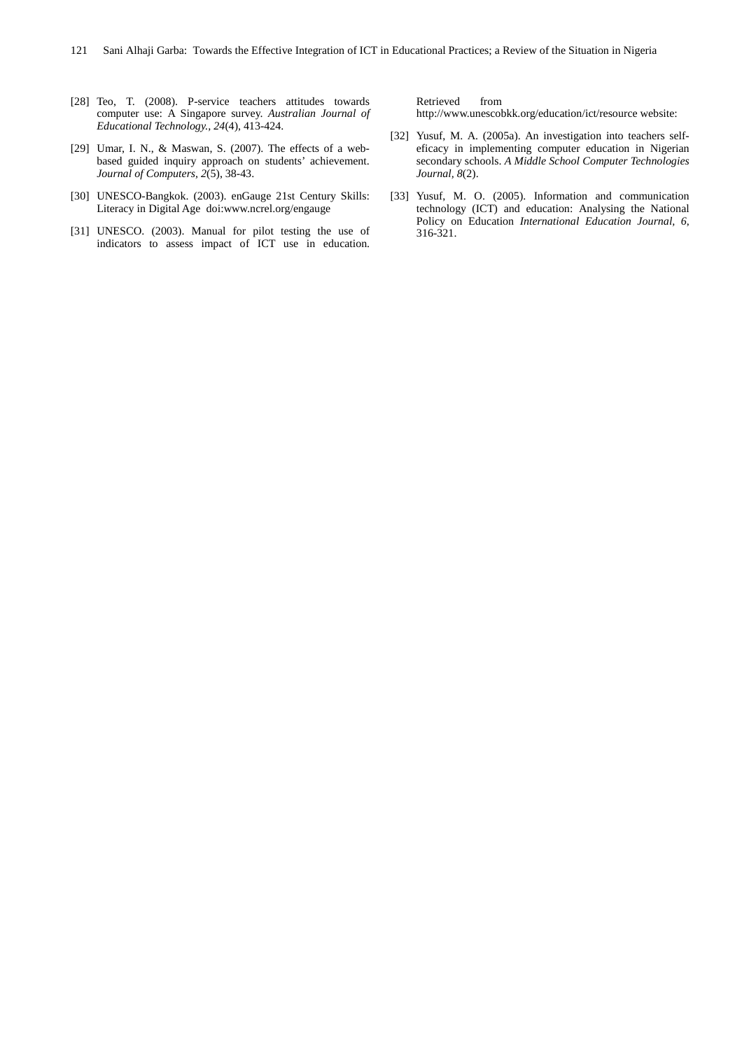[28] Teo, T. (2008). P-service teachers attitudes towards computer use: A Singapore survey. *Australian Journal of Educational Technology.*, *24*(4), 413-424.

[29] Umar, I. N., & Maswan, S. (2007). The effects of a web-based guided inquiry approach on students' achievement. *Journal of Computers*, *2*(5), 38-43.

[30] UNESCO-Bangkok. (2003). enGauge 21st Century Skills: Literacy in Digital Age doi:www.ncrel.org/engauge

[31] UNESCO. (2003). Manual for pilot testing the use of indicators to assess impact of ICT use in education. Retrieved from http://www.unescobkk.org/education/ict/resource website:

[32] Yusuf, M. A. (2005a). An investigation into teachers self-eficacy in implementing computer education in Nigerian secondary schools. *A Middle School Computer Technologies Journal*, *8*(2).

[33] Yusuf, M. O. (2005). Information and communication technology (ICT) and education: Analysing the National Policy on Education *International Education Journal*, *6*, 316-321.